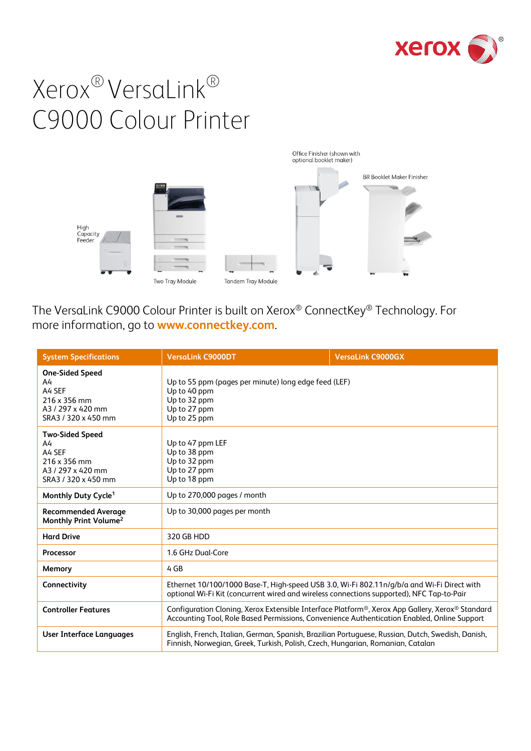# Xerox® VersaLink® C9000 Colour Printer

Office Finisher (shown with optional booklet maker)

BR Booklet Maker Finisher

High Capacity Feeder

Two Tray Module

Tandem Tray Module

The VersaLink C9000 Colour Printer is built on Xerox® ConnectKey® Technology. For more information, go to **www.connectkey.com**.

| System Specifications | VersaLink C9000DT | VersaLink C9000GX |
|---|---|---|
| **One-Sided Speed**<br>A4<br>A4 SEF<br>216 x 356 mm<br>A3 / 297 x 420 mm<br>SRA3 / 320 x 450 mm | Up to 55 ppm (pages per minute) long edge feed (LEF)<br>Up to 40 ppm<br>Up to 32 ppm<br>Up to 27 ppm<br>Up to 25 ppm | |
| **Two-Sided Speed**<br>A4<br>A4 SEF<br>216 x 356 mm<br>A3 / 297 x 420 mm<br>SRA3 / 320 x 450 mm | Up to 47 ppm LEF<br>Up to 38 ppm<br>Up to 32 ppm<br>Up to 27 ppm<br>Up to 18 ppm | |
| **Monthly Duty Cycle**[1] | Up to 270,000 pages / month | |
| **Recommended Average Monthly Print Volume**[2] | Up to 30,000 pages per month | |
| **Hard Drive** | 320 GB HDD | |
| **Processor** | 1.6 GHz Dual-Core | |
| **Memory** | 4 GB | |
| **Connectivity** | Ethernet 10/100/1000 Base-T, High-speed USB 3.0, Wi-Fi 802.11n/g/b/a and Wi-Fi Direct with optional Wi-Fi Kit (concurrent wired and wireless connections supported), NFC Tap-to-Pair | |
| **Controller Features** | Configuration Cloning, Xerox Extensible Interface Platform®, Xerox App Gallery, Xerox® Standard Accounting Tool, Role Based Permissions, Convenience Authentication Enabled, Online Support | |
| **User Interface Languages** | English, French, Italian, German, Spanish, Brazilian Portuguese, Russian, Dutch, Swedish, Danish, Finnish, Norwegian, Greek, Turkish, Polish, Czech, Hungarian, Romanian, Catalan | |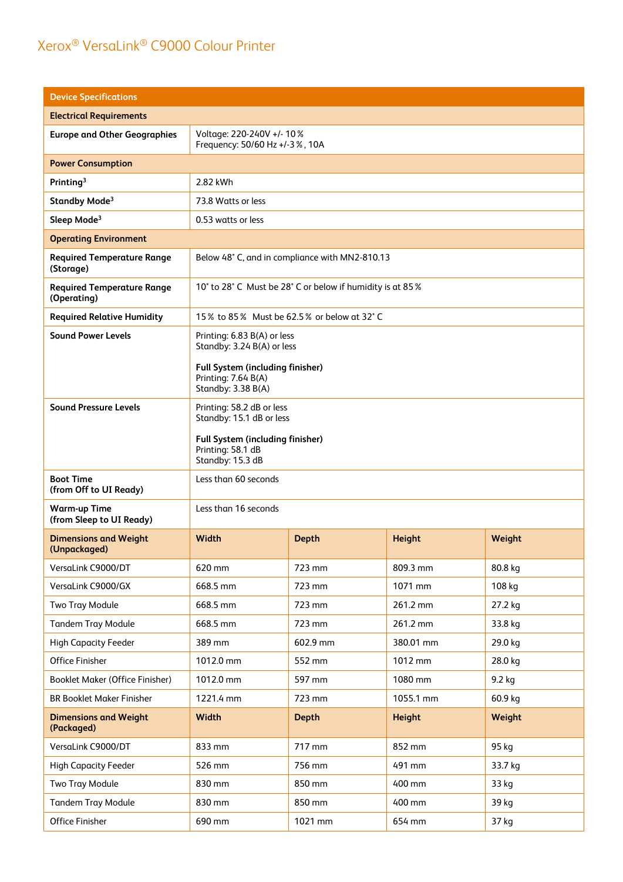# Xerox® VersaLink® C9000 Colour Printer

| Device Specifications | | | | |
|---|---|---|---|---|
| **Electrical Requirements** | | | | |
| **Europe and Other Geographies** | Voltage: 220-240V +/- 10% <br> Frequency: 50/60 Hz +/-3%, 10A | | | |
| **Power Consumption** | | | | |
| **Printing**[3] | 2.82 kWh | | | |
| **Standby Mode**[3] | 73.8 Watts or less | | | |
| **Sleep Mode**[3] | 0.53 watts or less | | | |
| **Operating Environment** | | | | |
| **Required Temperature Range (Storage)** | Below 48° C, and in compliance with MN2-810.13 | | | |
| **Required Temperature Range (Operating)** | 10° to 28° C Must be 28° C or below if humidity is at 85% | | | |
| **Required Relative Humidity** | 15% to 85% Must be 62.5% or below at 32° C | | | |
| **Sound Power Levels** | Printing: 6.83 B(A) or less <br> Standby: 3.24 B(A) or less <br><br> **Full System (including finisher)** <br> Printing: 7.64 B(A) <br> Standby: 3.38 B(A) | | | |
| **Sound Pressure Levels** | Printing: 58.2 dB or less <br> Standby: 15.1 dB or less <br><br> **Full System (including finisher)** <br> Printing: 58.1 dB <br> Standby: 15.3 dB | | | |
| **Boot Time (from Off to UI Ready)** | Less than 60 seconds | | | |
| **Warm-up Time (from Sleep to UI Ready)** | Less than 16 seconds | | | |
| **Dimensions and Weight (Unpackaged)** | **Width** | **Depth** | **Height** | **Weight** |
| VersaLink C9000/DT | 620 mm | 723 mm | 809.3 mm | 80.8 kg |
| VersaLink C9000/GX | 668.5 mm | 723 mm | 1071 mm | 108 kg |
| Two Tray Module | 668.5 mm | 723 mm | 261.2 mm | 27.2 kg |
| Tandem Tray Module | 668.5 mm | 723 mm | 261.2 mm | 33.8 kg |
| High Capacity Feeder | 389 mm | 602.9 mm | 380.01 mm | 29.0 kg |
| Office Finisher | 1012.0 mm | 552 mm | 1012 mm | 28.0 kg |
| Booklet Maker (Office Finisher) | 1012.0 mm | 597 mm | 1080 mm | 9.2 kg |
| BR Booklet Maker Finisher | 1221.4 mm | 723 mm | 1055.1 mm | 60.9 kg |
| **Dimensions and Weight (Packaged)** | **Width** | **Depth** | **Height** | **Weight** |
| VersaLink C9000/DT | 833 mm | 717 mm | 852 mm | 95 kg |
| High Capacity Feeder | 526 mm | 756 mm | 491 mm | 33.7 kg |
| Two Tray Module | 830 mm | 850 mm | 400 mm | 33 kg |
| Tandem Tray Module | 830 mm | 850 mm | 400 mm | 39 kg |
| Office Finisher | 690 mm | 1021 mm | 654 mm | 37 kg |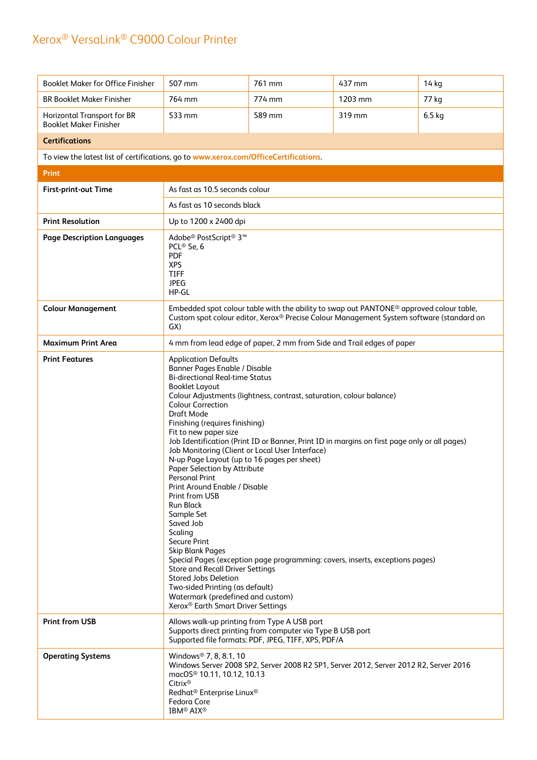# Xerox® VersaLink® C9000 Colour Printer

| | | | | |
|---|---|---|---|---|
| Booklet Maker for Office Finisher | 507 mm | 761 mm | 437 mm | 14 kg |
| BR Booklet Maker Finisher | 764 mm | 774 mm | 1203 mm | 77 kg |
| Horizontal Transport for BR Booklet Maker Finisher | 533 mm | 589 mm | 319 mm | 6.5 kg |

## Certifications

To view the latest list of certifications, go to www.xerox.com/OfficeCertifications.

## Print

| | |
|---|---|
| **First-print-out Time** | As fast as 10.5 seconds colour |
| | As fast as 10 seconds black |
| **Print Resolution** | Up to 1200 x 2400 dpi |
| **Page Description Languages** | Adobe® PostScript® 3™<br>PCL® 5e, 6<br>PDF<br>XPS<br>TIFF<br>JPEG<br>HP-GL |
| **Colour Management** | Embedded spot colour table with the ability to swap out PANTONE® approved colour table, Custom spot colour editor, Xerox® Precise Colour Management System software (standard on GX) |
| **Maximum Print Area** | 4 mm from lead edge of paper, 2 mm from Side and Trail edges of paper |
| **Print Features** | Application Defaults<br>Banner Pages Enable / Disable<br>Bi-directional Real-time Status<br>Booklet Layout<br>Colour Adjustments (lightness, contrast, saturation, colour balance)<br>Colour Correction<br>Draft Mode<br>Finishing (requires finishing)<br>Fit to new paper size<br>Job Identification (Print ID or Banner, Print ID in margins on first page only or all pages)<br>Job Monitoring (Client or Local User Interface)<br>N-up Page Layout (up to 16 pages per sheet)<br>Paper Selection by Attribute<br>Personal Print<br>Print Around Enable / Disable<br>Print from USB<br>Run Black<br>Sample Set<br>Saved Job<br>Scaling<br>Secure Print<br>Skip Blank Pages<br>Special Pages (exception page programming: covers, inserts, exceptions pages)<br>Store and Recall Driver Settings<br>Stored Jobs Deletion<br>Two-sided Printing (as default)<br>Watermark (predefined and custom)<br>Xerox® Earth Smart Driver Settings |
| **Print from USB** | Allows walk-up printing from Type A USB port<br>Supports direct printing from computer via Type B USB port<br>Supported file formats: PDF, JPEG, TIFF, XPS, PDF/A |
| **Operating Systems** | Windows® 7, 8, 8.1, 10<br>Windows Server 2008 SP2, Server 2008 R2 SP1, Server 2012, Server 2012 R2, Server 2016<br>macOS® 10.11, 10.12, 10.13<br>Citrix®<br>Redhat® Enterprise Linux®<br>Fedora Core<br>IBM® AIX® |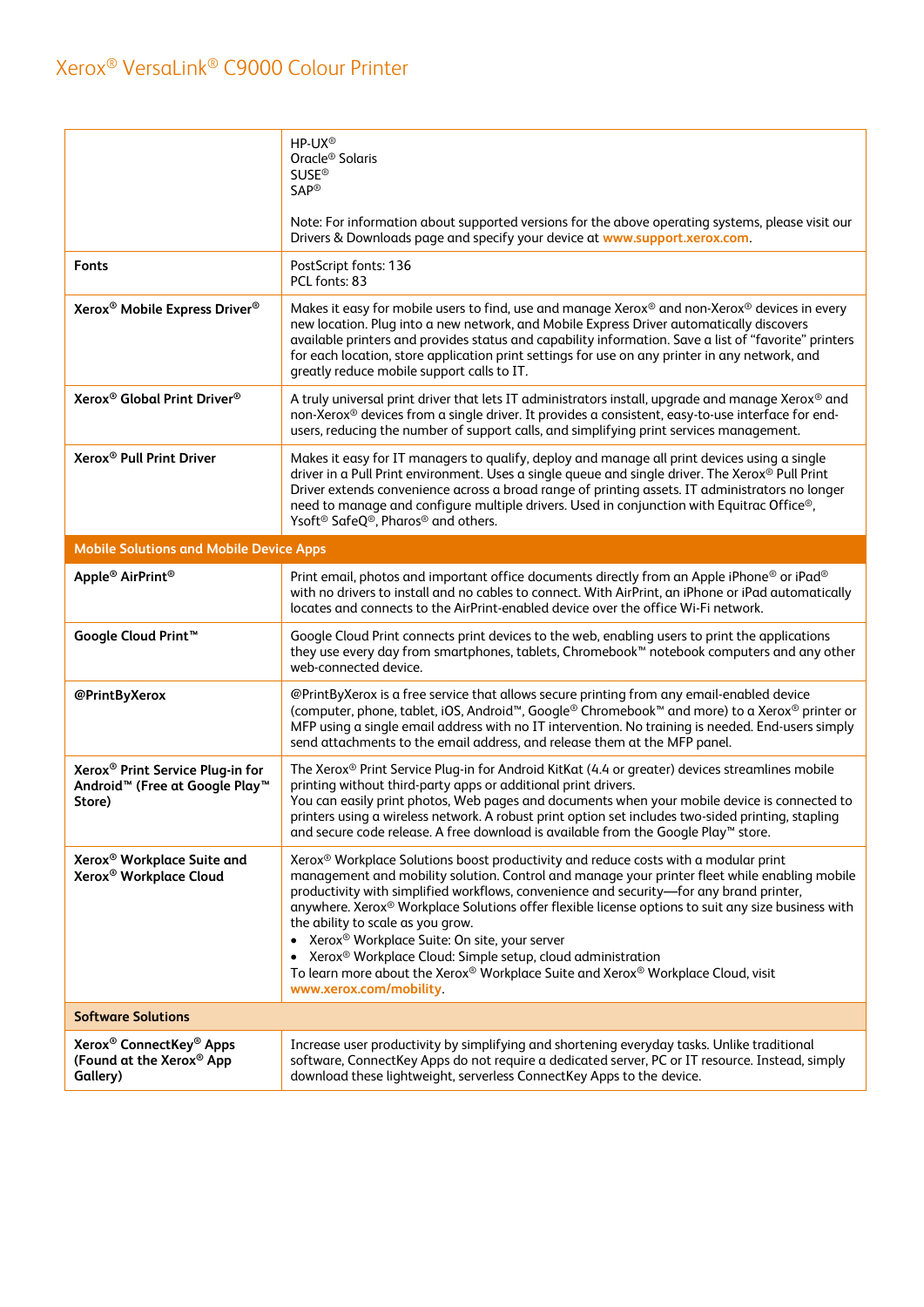# Xerox® VersaLink® C9000 Colour Printer

| | |
|---|---|
| | HP-UX®<br>Oracle® Solaris<br>SUSE®<br>SAP®<br><br>Note: For information about supported versions for the above operating systems, please visit our Drivers & Downloads page and specify your device at www.support.xerox.com. |
| **Fonts** | PostScript fonts: 136<br>PCL fonts: 83 |
| **Xerox® Mobile Express Driver®** | Makes it easy for mobile users to find, use and manage Xerox® and non-Xerox® devices in every new location. Plug into a new network, and Mobile Express Driver automatically discovers available printers and provides status and capability information. Save a list of "favorite" printers for each location, store application print settings for use on any printer in any network, and greatly reduce mobile support calls to IT. |
| **Xerox® Global Print Driver®** | A truly universal print driver that lets IT administrators install, upgrade and manage Xerox® and non-Xerox® devices from a single driver. It provides a consistent, easy-to-use interface for end-users, reducing the number of support calls, and simplifying print services management. |
| **Xerox® Pull Print Driver** | Makes it easy for IT managers to qualify, deploy and manage all print devices using a single driver in a Pull Print environment. Uses a single queue and single driver. The Xerox® Pull Print Driver extends convenience across a broad range of printing assets. IT administrators no longer need to manage and configure multiple drivers. Used in conjunction with Equitrac Office®, Ysoft® SafeQ®, Pharos® and others. |
| **Mobile Solutions and Mobile Device Apps** | |
| **Apple® AirPrint®** | Print email, photos and important office documents directly from an Apple iPhone® or iPad® with no drivers to install and no cables to connect. With AirPrint, an iPhone or iPad automatically locates and connects to the AirPrint-enabled device over the office Wi-Fi network. |
| **Google Cloud Print™** | Google Cloud Print connects print devices to the web, enabling users to print the applications they use every day from smartphones, tablets, Chromebook™ notebook computers and any other web-connected device. |
| **@PrintByXerox** | @PrintByXerox is a free service that allows secure printing from any email-enabled device (computer, phone, tablet, iOS, Android™, Google® Chromebook™ and more) to a Xerox® printer or MFP using a single email address with no IT intervention. No training is needed. End-users simply send attachments to the email address, and release them at the MFP panel. |
| **Xerox® Print Service Plug-in for Android™ (Free at Google Play™ Store)** | The Xerox® Print Service Plug-in for Android KitKat (4.4 or greater) devices streamlines mobile printing without third-party apps or additional print drivers.<br>You can easily print photos, Web pages and documents when your mobile device is connected to printers using a wireless network. A robust print option set includes two-sided printing, stapling and secure code release. A free download is available from the Google Play™ store. |
| **Xerox® Workplace Suite and Xerox® Workplace Cloud** | Xerox® Workplace Solutions boost productivity and reduce costs with a modular print management and mobility solution. Control and manage your printer fleet while enabling mobile productivity with simplified workflows, convenience and security—for any brand printer, anywhere. Xerox® Workplace Solutions offer flexible license options to suit any size business with the ability to scale as you grow.<br>• Xerox® Workplace Suite: On site, your server<br>• Xerox® Workplace Cloud: Simple setup, cloud administration<br>To learn more about the Xerox® Workplace Suite and Xerox® Workplace Cloud, visit www.xerox.com/mobility. |
| **Software Solutions** | |
| **Xerox® ConnectKey® Apps (Found at the Xerox® App Gallery)** | Increase user productivity by simplifying and shortening everyday tasks. Unlike traditional software, ConnectKey Apps do not require a dedicated server, PC or IT resource. Instead, simply download these lightweight, serverless ConnectKey Apps to the device. |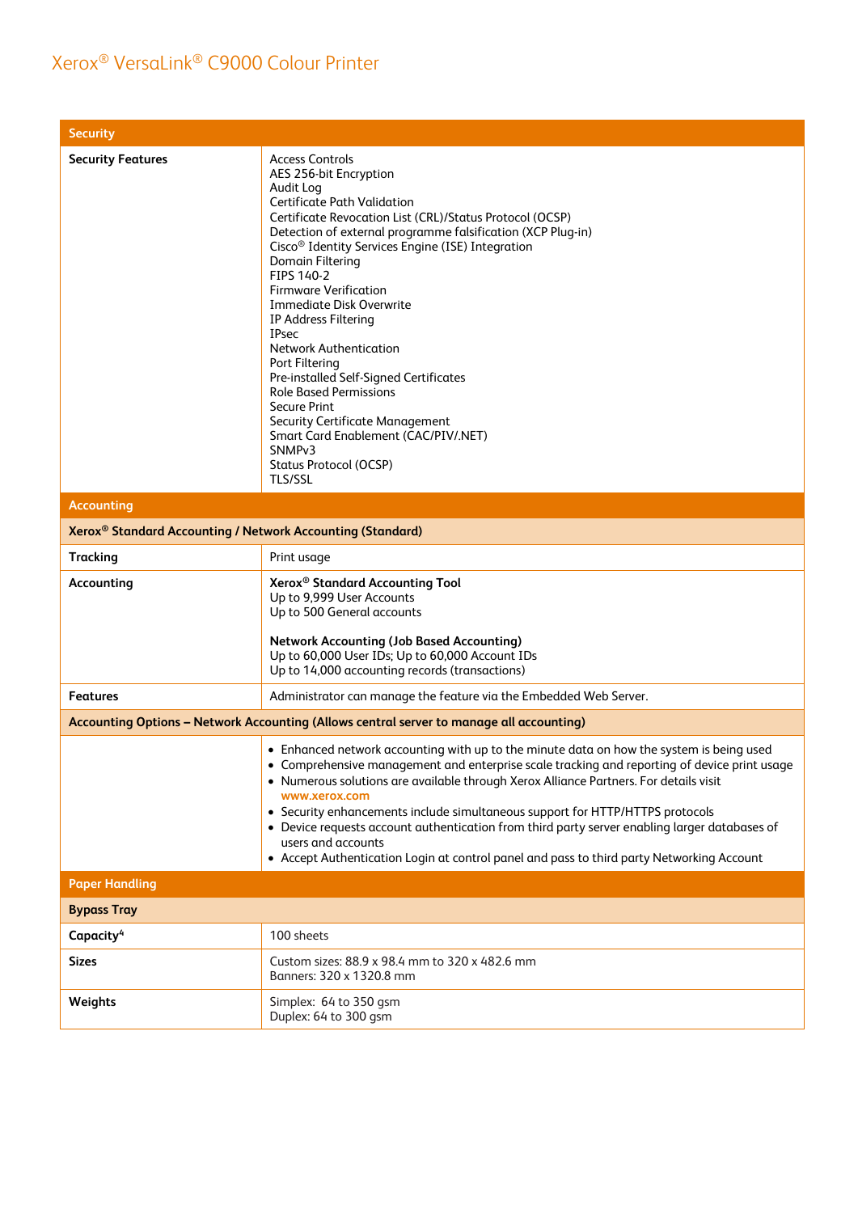# Xerox® VersaLink® C9000 Colour Printer

| Security | |
|---|---|
| **Security Features** | Access Controls<br>AES 256-bit Encryption<br>Audit Log<br>Certificate Path Validation<br>Certificate Revocation List (CRL)/Status Protocol (OCSP)<br>Detection of external programme falsification (XCP Plug-in)<br>Cisco® Identity Services Engine (ISE) Integration<br>Domain Filtering<br>FIPS 140-2<br>Firmware Verification<br>Immediate Disk Overwrite<br>IP Address Filtering<br>IPsec<br>Network Authentication<br>Port Filtering<br>Pre-installed Self-Signed Certificates<br>Role Based Permissions<br>Secure Print<br>Security Certificate Management<br>Smart Card Enablement (CAC/PIV/.NET)<br>SNMPv3<br>Status Protocol (OCSP)<br>TLS/SSL |

| Accounting | |
|---|---|
| **Xerox® Standard Accounting / Network Accounting (Standard)** | |
| **Tracking** | Print usage |
| **Accounting** | **Xerox® Standard Accounting Tool**<br>Up to 9,999 User Accounts<br>Up to 500 General accounts<br><br>**Network Accounting (Job Based Accounting)**<br>Up to 60,000 User IDs; Up to 60,000 Account IDs<br>Up to 14,000 accounting records (transactions) |
| **Features** | Administrator can manage the feature via the Embedded Web Server. |
| **Accounting Options – Network Accounting (Allows central server to manage all accounting)** | |
| | • Enhanced network accounting with up to the minute data on how the system is being used<br>• Comprehensive management and enterprise scale tracking and reporting of device print usage<br>• Numerous solutions are available through Xerox Alliance Partners. For details visit www.xerox.com<br>• Security enhancements include simultaneous support for HTTP/HTTPS protocols<br>• Device requests account authentication from third party server enabling larger databases of users and accounts<br>• Accept Authentication Login at control panel and pass to third party Networking Account |

| Paper Handling | |
|---|---|
| **Bypass Tray** | |
| **Capacity**[4] | 100 sheets |
| **Sizes** | Custom sizes: 88.9 x 98.4 mm to 320 x 482.6 mm<br>Banners: 320 x 1320.8 mm |
| **Weights** | Simplex: 64 to 350 gsm<br>Duplex: 64 to 300 gsm |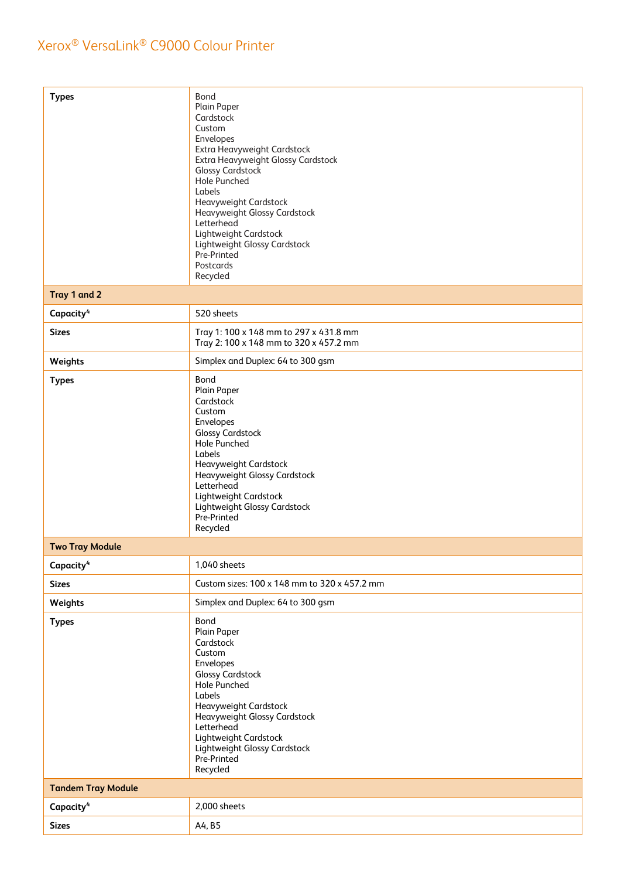| | |
|---|---|
| **Types** | Bond<br>Plain Paper<br>Cardstock<br>Custom<br>Envelopes<br>Extra Heavyweight Cardstock<br>Extra Heavyweight Glossy Cardstock<br>Glossy Cardstock<br>Hole Punched<br>Labels<br>Heavyweight Cardstock<br>Heavyweight Glossy Cardstock<br>Letterhead<br>Lightweight Cardstock<br>Lightweight Glossy Cardstock<br>Pre-Printed<br>Postcards<br>Recycled |
| **Tray 1 and 2** | |
| **Capacity**[4] | 520 sheets |
| **Sizes** | Tray 1: 100 x 148 mm to 297 x 431.8 mm<br>Tray 2: 100 x 148 mm to 320 x 457.2 mm |
| **Weights** | Simplex and Duplex: 64 to 300 gsm |
| **Types** | Bond<br>Plain Paper<br>Cardstock<br>Custom<br>Envelopes<br>Glossy Cardstock<br>Hole Punched<br>Labels<br>Heavyweight Cardstock<br>Heavyweight Glossy Cardstock<br>Letterhead<br>Lightweight Cardstock<br>Lightweight Glossy Cardstock<br>Pre-Printed<br>Recycled |
| **Two Tray Module** | |
| **Capacity**[4] | 1,040 sheets |
| **Sizes** | Custom sizes: 100 x 148 mm to 320 x 457.2 mm |
| **Weights** | Simplex and Duplex: 64 to 300 gsm |
| **Types** | Bond<br>Plain Paper<br>Cardstock<br>Custom<br>Envelopes<br>Glossy Cardstock<br>Hole Punched<br>Labels<br>Heavyweight Cardstock<br>Heavyweight Glossy Cardstock<br>Letterhead<br>Lightweight Cardstock<br>Lightweight Glossy Cardstock<br>Pre-Printed<br>Recycled |
| **Tandem Tray Module** | |
| **Capacity**[4] | 2,000 sheets |
| **Sizes** | A4, B5 |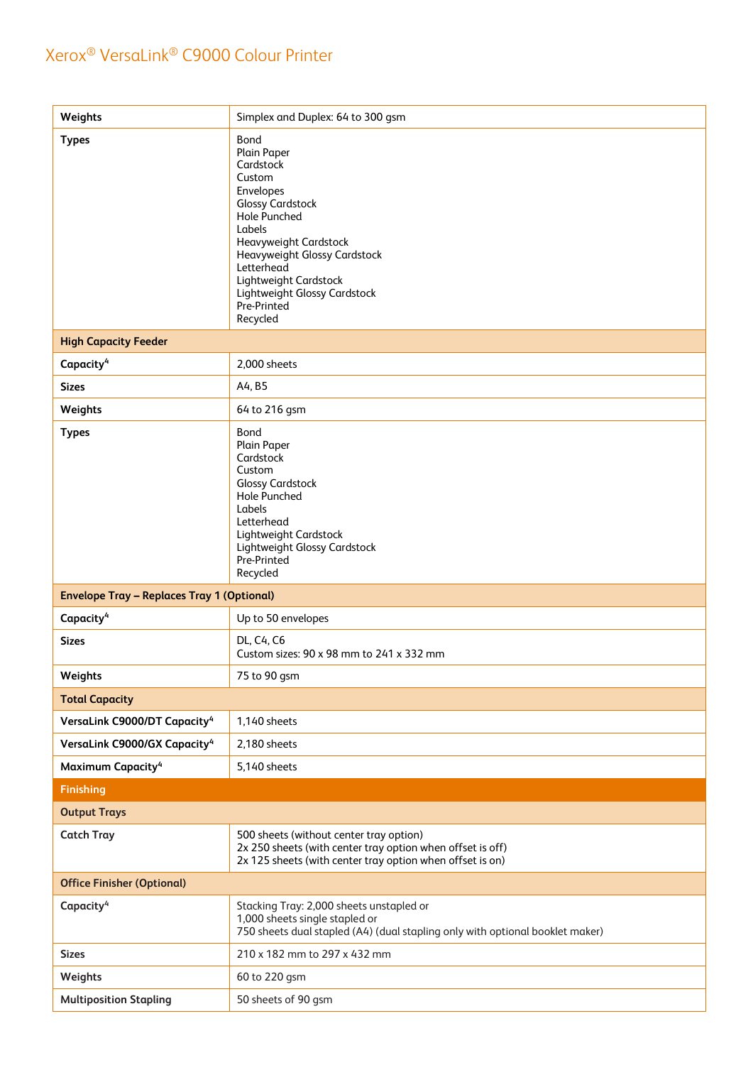| | |
|---|---|
| **Weights** | Simplex and Duplex: 64 to 300 gsm |
| **Types** | Bond<br>Plain Paper<br>Cardstock<br>Custom<br>Envelopes<br>Glossy Cardstock<br>Hole Punched<br>Labels<br>Heavyweight Cardstock<br>Heavyweight Glossy Cardstock<br>Letterhead<br>Lightweight Cardstock<br>Lightweight Glossy Cardstock<br>Pre-Printed<br>Recycled |
| **High Capacity Feeder** | |
| **Capacity**[4] | 2,000 sheets |
| **Sizes** | A4, B5 |
| **Weights** | 64 to 216 gsm |
| **Types** | Bond<br>Plain Paper<br>Cardstock<br>Custom<br>Glossy Cardstock<br>Hole Punched<br>Labels<br>Letterhead<br>Lightweight Cardstock<br>Lightweight Glossy Cardstock<br>Pre-Printed<br>Recycled |
| **Envelope Tray – Replaces Tray 1 (Optional)** | |
| **Capacity**[4] | Up to 50 envelopes |
| **Sizes** | DL, C4, C6<br>Custom sizes: 90 x 98 mm to 241 x 332 mm |
| **Weights** | 75 to 90 gsm |
| **Total Capacity** | |
| **VersaLink C9000/DT Capacity**[4] | 1,140 sheets |
| **VersaLink C9000/GX Capacity**[4] | 2,180 sheets |
| **Maximum Capacity**[4] | 5,140 sheets |
| **Finishing** | |
| **Output Trays** | |
| **Catch Tray** | 500 sheets (without center tray option)<br>2x 250 sheets (with center tray option when offset is off)<br>2x 125 sheets (with center tray option when offset is on) |
| **Office Finisher (Optional)** | |
| **Capacity**[4] | Stacking Tray: 2,000 sheets unstapled or<br>1,000 sheets single stapled or<br>750 sheets dual stapled (A4) (dual stapling only with optional booklet maker) |
| **Sizes** | 210 x 182 mm to 297 x 432 mm |
| **Weights** | 60 to 220 gsm |
| **Multiposition Stapling** | 50 sheets of 90 gsm |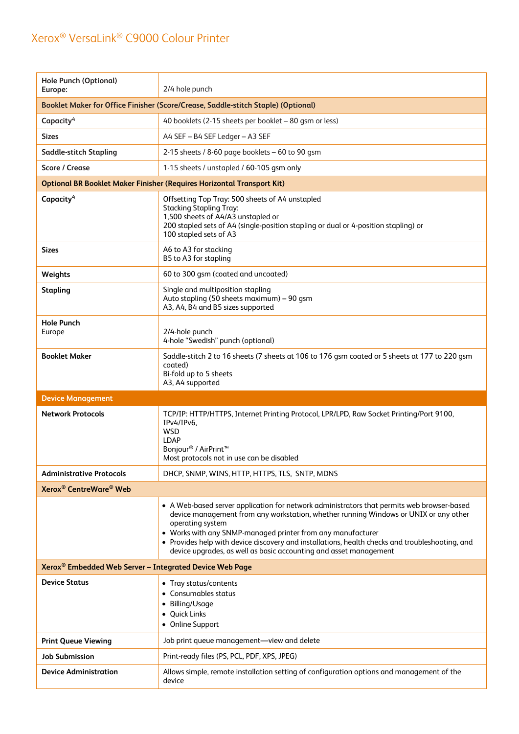# Xerox® VersaLink® C9000 Colour Printer

| | |
|---|---|
| **Hole Punch (Optional)**<br>**Europe:** | 2/4 hole punch |
| **Booklet Maker for Office Finisher (Score/Crease, Saddle-stitch Staple) (Optional)** | |
| **Capacity**[4] | 40 booklets (2-15 sheets per booklet – 80 gsm or less) |
| **Sizes** | A4 SEF – B4 SEF Ledger – A3 SEF |
| **Saddle-stitch Stapling** | 2-15 sheets / 8-60 page booklets – 60 to 90 gsm |
| **Score / Crease** | 1-15 sheets / unstapled / 60-105 gsm only |
| **Optional BR Booklet Maker Finisher (Requires Horizontal Transport Kit)** | |
| **Capacity**[4] | Offsetting Top Tray: 500 sheets of A4 unstapled<br>Stacking Stapling Tray:<br>1,500 sheets of A4/A3 unstapled or<br>200 stapled sets of A4 (single-position stapling or dual or 4-position stapling) or<br>100 stapled sets of A3 |
| **Sizes** | A6 to A3 for stacking<br>B5 to A3 for stapling |
| **Weights** | 60 to 300 gsm (coated and uncoated) |
| **Stapling** | Single and multiposition stapling<br>Auto stapling (50 sheets maximum) – 90 gsm<br>A3, A4, B4 and B5 sizes supported |
| **Hole Punch**<br>Europe | 2/4-hole punch<br>4-hole "Swedish" punch (optional) |
| **Booklet Maker** | Saddle-stitch 2 to 16 sheets (7 sheets at 106 to 176 gsm coated or 5 sheets at 177 to 220 gsm coated)<br>Bi-fold up to 5 sheets<br>A3, A4 supported |
| **Device Management** | |
| **Network Protocols** | TCP/IP: HTTP/HTTPS, Internet Printing Protocol, LPR/LPD, Raw Socket Printing/Port 9100, IPv4/IPv6,<br>WSD<br>LDAP<br>Bonjour® / AirPrint™<br>Most protocols not in use can be disabled |
| **Administrative Protocols** | DHCP, SNMP, WINS, HTTP, HTTPS, TLS, SNTP, MDNS |
| **Xerox® CentreWare® Web** | |
| | • A Web-based server application for network administrators that permits web browser-based device management from any workstation, whether running Windows or UNIX or any other operating system<br>• Works with any SNMP-managed printer from any manufacturer<br>• Provides help with device discovery and installations, health checks and troubleshooting, and device upgrades, as well as basic accounting and asset management |
| **Xerox® Embedded Web Server – Integrated Device Web Page** | |
| **Device Status** | • Tray status/contents<br>• Consumables status<br>• Billing/Usage<br>• Quick Links<br>• Online Support |
| **Print Queue Viewing** | Job print queue management—view and delete |
| **Job Submission** | Print-ready files (PS, PCL, PDF, XPS, JPEG) |
| **Device Administration** | Allows simple, remote installation setting of configuration options and management of the device |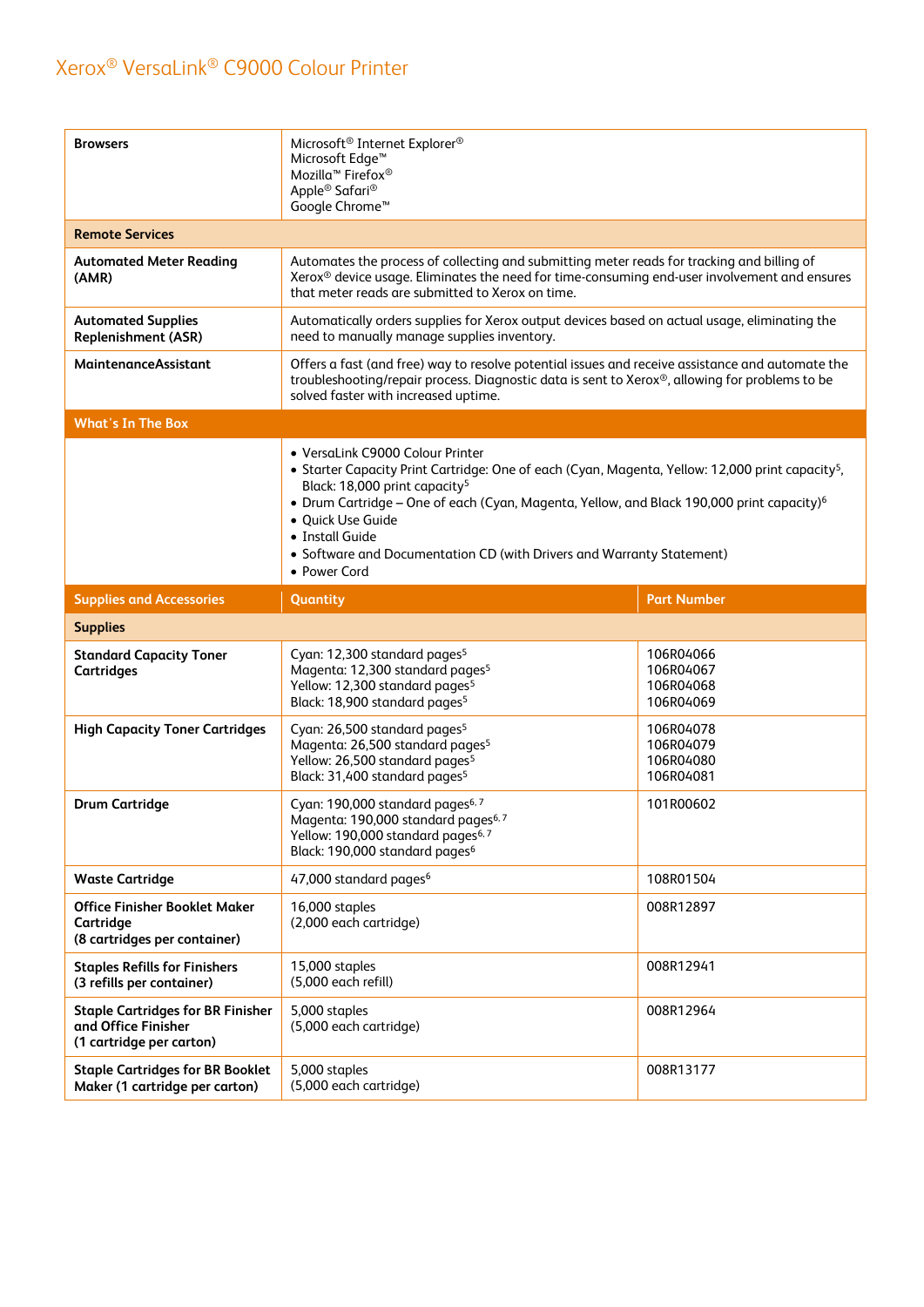# Xerox® VersaLink® C9000 Colour Printer

| Browsers | Microsoft® Internet Explorer®<br>Microsoft Edge™<br>Mozilla™ Firefox®<br>Apple® Safari®<br>Google Chrome™ |
|---|---|
| **Remote Services** | |
| **Automated Meter Reading (AMR)** | Automates the process of collecting and submitting meter reads for tracking and billing of Xerox® device usage. Eliminates the need for time-consuming end-user involvement and ensures that meter reads are submitted to Xerox on time. |
| **Automated Supplies Replenishment (ASR)** | Automatically orders supplies for Xerox output devices based on actual usage, eliminating the need to manually manage supplies inventory. |
| **MaintenanceAssistant** | Offers a fast (and free) way to resolve potential issues and receive assistance and automate the troubleshooting/repair process. Diagnostic data is sent to Xerox®, allowing for problems to be solved faster with increased uptime. |
| **What's In The Box** | |
| | • VersaLink C9000 Colour Printer<br>• Starter Capacity Print Cartridge: One of each (Cyan, Magenta, Yellow: 12,000 print capacity[5], Black: 18,000 print capacity[5]<br>• Drum Cartridge – One of each (Cyan, Magenta, Yellow, and Black 190,000 print capacity)[6]<br>• Quick Use Guide<br>• Install Guide<br>• Software and Documentation CD (with Drivers and Warranty Statement)<br>• Power Cord |

| Supplies and Accessories | Quantity | Part Number |
|---|---|---|
| **Supplies** | | |
| **Standard Capacity Toner Cartridges** | Cyan: 12,300 standard pages[5]<br>Magenta: 12,300 standard pages[5]<br>Yellow: 12,300 standard pages[5]<br>Black: 18,900 standard pages[5] | 106R04066<br>106R04067<br>106R04068<br>106R04069 |
| **High Capacity Toner Cartridges** | Cyan: 26,500 standard pages[5]<br>Magenta: 26,500 standard pages[5]<br>Yellow: 26,500 standard pages[5]<br>Black: 31,400 standard pages[5] | 106R04078<br>106R04079<br>106R04080<br>106R04081 |
| **Drum Cartridge** | Cyan: 190,000 standard pages[6, 7]<br>Magenta: 190,000 standard pages[6, 7]<br>Yellow: 190,000 standard pages[6, 7]<br>Black: 190,000 standard pages[6] | 101R00602 |
| **Waste Cartridge** | 47,000 standard pages[6] | 108R01504 |
| **Office Finisher Booklet Maker Cartridge (8 cartridges per container)** | 16,000 staples<br>(2,000 each cartridge) | 008R12897 |
| **Staples Refills for Finishers (3 refills per container)** | 15,000 staples<br>(5,000 each refill) | 008R12941 |
| **Staple Cartridges for BR Finisher and Office Finisher (1 cartridge per carton)** | 5,000 staples<br>(5,000 each cartridge) | 008R12964 |
| **Staple Cartridges for BR Booklet Maker (1 cartridge per carton)** | 5,000 staples<br>(5,000 each cartridge) | 008R13177 |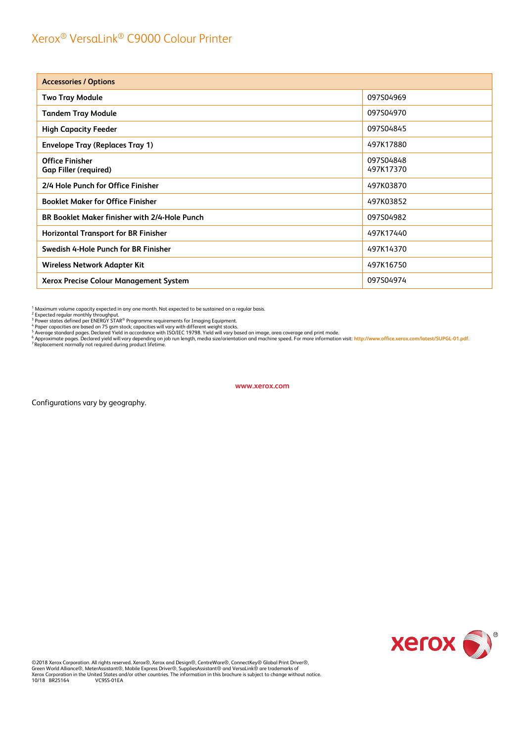| Accessories / Options | |
|---|---|
| **Two Tray Module** | 097S04969 |
| **Tandem Tray Module** | 097S04970 |
| **High Capacity Feeder** | 097S04845 |
| **Envelope Tray (Replaces Tray 1)** | 497K17880 |
| **Office Finisher**<br>**Gap Filler (required)** | 097S04848<br>497K17370 |
| **2/4 Hole Punch for Office Finisher** | 497K03870 |
| **Booklet Maker for Office Finisher** | 497K03852 |
| **BR Booklet Maker finisher with 2/4-Hole Punch** | 097S04982 |
| **Horizontal Transport for BR Finisher** | 497K17440 |
| **Swedish 4-Hole Punch for BR Finisher** | 497K14370 |
| **Wireless Network Adapter Kit** | 497K16750 |
| **Xerox Precise Colour Management System** | 097S04974 |

[1] Maximum volume capacity expected in any one month. Not expected to be sustained on a regular basis.
[2] Expected regular monthly throughput.
[3] Power states defined per ENERGY STAR® Programme requirements for Imaging Equipment.
[4] Paper capacities are based on 75 gsm stock; capacities will vary with different weight stocks.
[5] Average standard pages. Declared Yield in accordance with ISO/IEC 19798. Yield will vary based on image, area coverage and print mode.
[6] Approximate pages. Declared yield will vary depending on job run length, media size/orientation and machine speed. For more information visit: http://www.office.xerox.com/latest/SUPGL-01.pdf.
[7] Replacement normally not required during product lifetime.

www.xerox.com

Configurations vary by geography.

©2018 Xerox Corporation. All rights reserved. Xerox®, Xerox and Design®, CentreWare®, ConnectKey® Global Print Driver®, Green World Alliance®, MeterAssistant®, Mobile Express Driver®, SuppliesAssistant® and VersaLink® are trademarks of Xerox Corporation in the United States and/or other countries. The information in this brochure is subject to change without notice.
10/18 BR25164 VC9SS-01EA